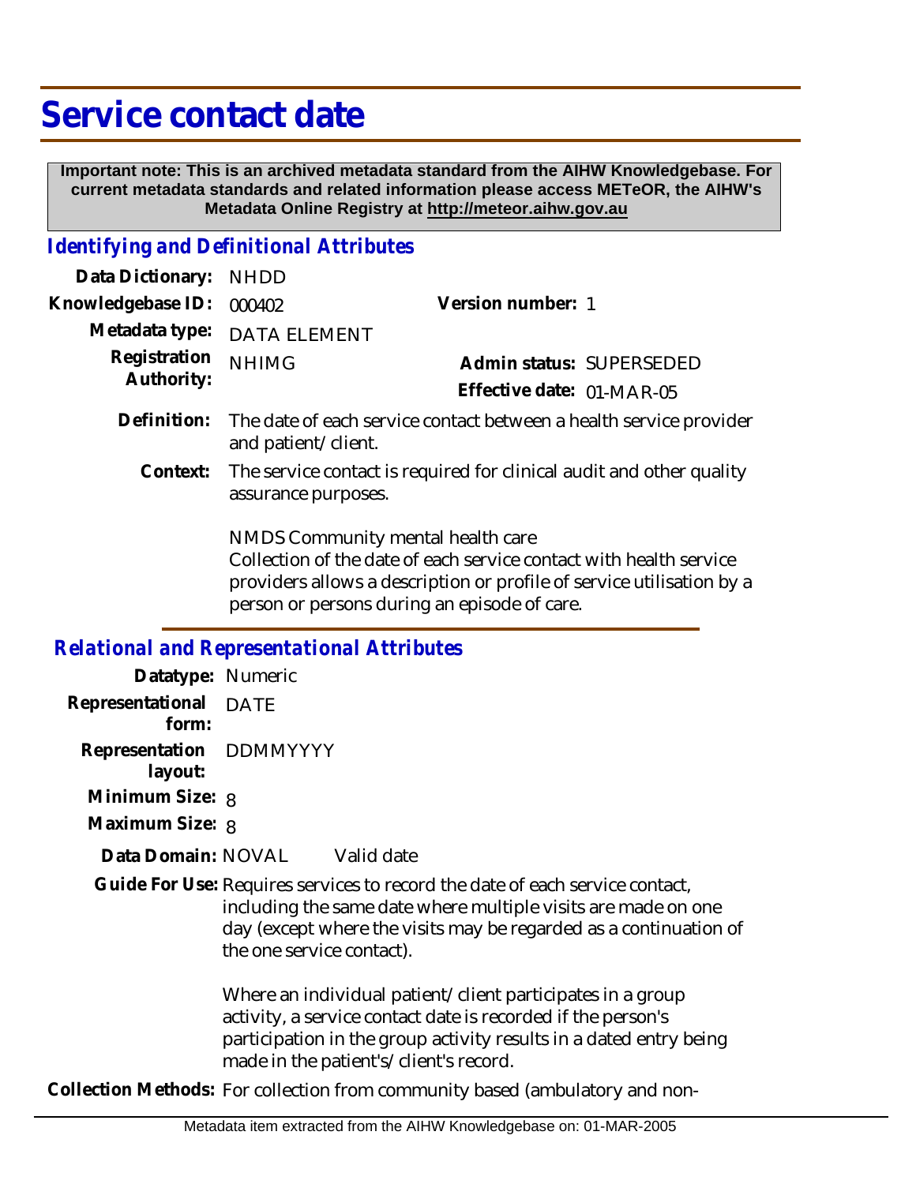# Service contact date

**Important note: This is an archived metadata standard from the AIHW Knowledgebase. For current metadata standards and related information please access METeOR, the AIHW's Metadata Online Registry at http://meteor.aihw.gov.au**

## *Identifying and Definitional Attributes*

**Data Dictionary:** NHDD

**Knowledgebase ID:** 000402

**Version number:** 1

**Metadata type:** DATA ELEMENT

**Registration Authority:** NHIMG

**Admin status:** SUPERSEDED

**Effective date:** 01-MAR-05

**Definition:** The date of each service contact between a health service provider and patient/client.

**Context:** The service contact is required for clinical audit and other quality assurance purposes.

NMDS Community mental health care
Collection of the date of each service contact with health service providers allows a description or profile of service utilisation by a person or persons during an episode of care.

## *Relational and Representational Attributes*

**Datatype:** Numeric

**Representational form:** DATE

**Representation layout:** DDMMYYYY

**Minimum Size:** 8

**Maximum Size:** 8

**Data Domain:** NOVAL Valid date

**Guide For Use:** Requires services to record the date of each service contact, including the same date where multiple visits are made on one day (except where the visits may be regarded as a continuation of the one service contact).

Where an individual patient/client participates in a group activity, a service contact date is recorded if the person's participation in the group activity results in a dated entry being made in the patient's/client's record.

**Collection Methods:** For collection from community based (ambulatory and non-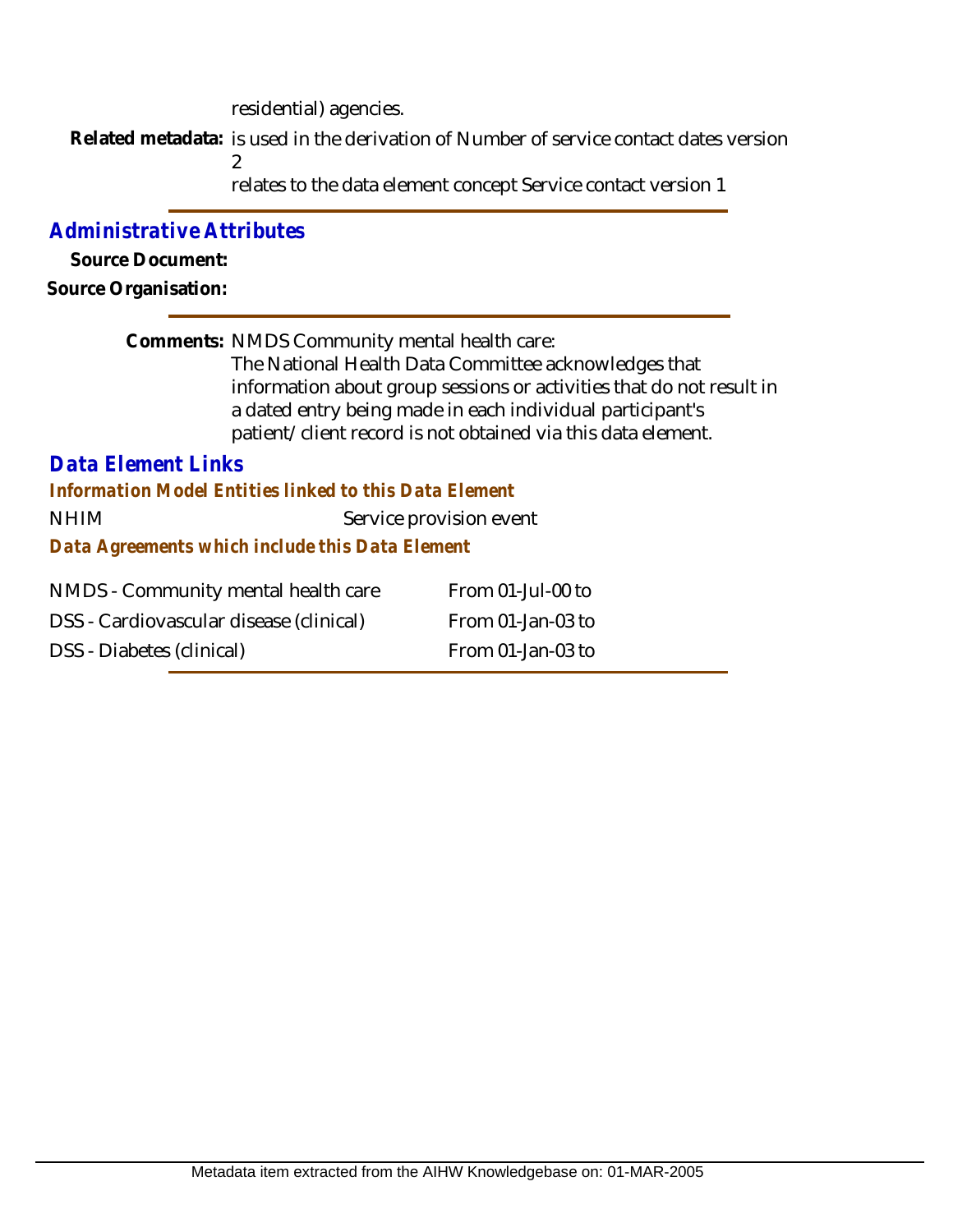residential) agencies.

**Related metadata:** is used in the derivation of Number of service contact dates version 2

relates to the data element concept Service contact version 1

## Administrative Attributes

**Source Document:**

**Source Organisation:**

**Comments:** NMDS Community mental health care:

The National Health Data Committee acknowledges that information about group sessions or activities that do not result in a dated entry being made in each individual participant's patient/client record is not obtained via this data element.

## Data Element Links

### Information Model Entities linked to this Data Element

| | |
|---|---|
| NHIM | Service provision event |

### Data Agreements which include this Data Element

| | |
|---|---|
| NMDS - Community mental health care | From 01-Jul-00 to |
| DSS - Cardiovascular disease (clinical) | From 01-Jan-03 to |
| DSS - Diabetes (clinical) | From 01-Jan-03 to |

Metadata item extracted from the AIHW Knowledgebase on: 01-MAR-2005